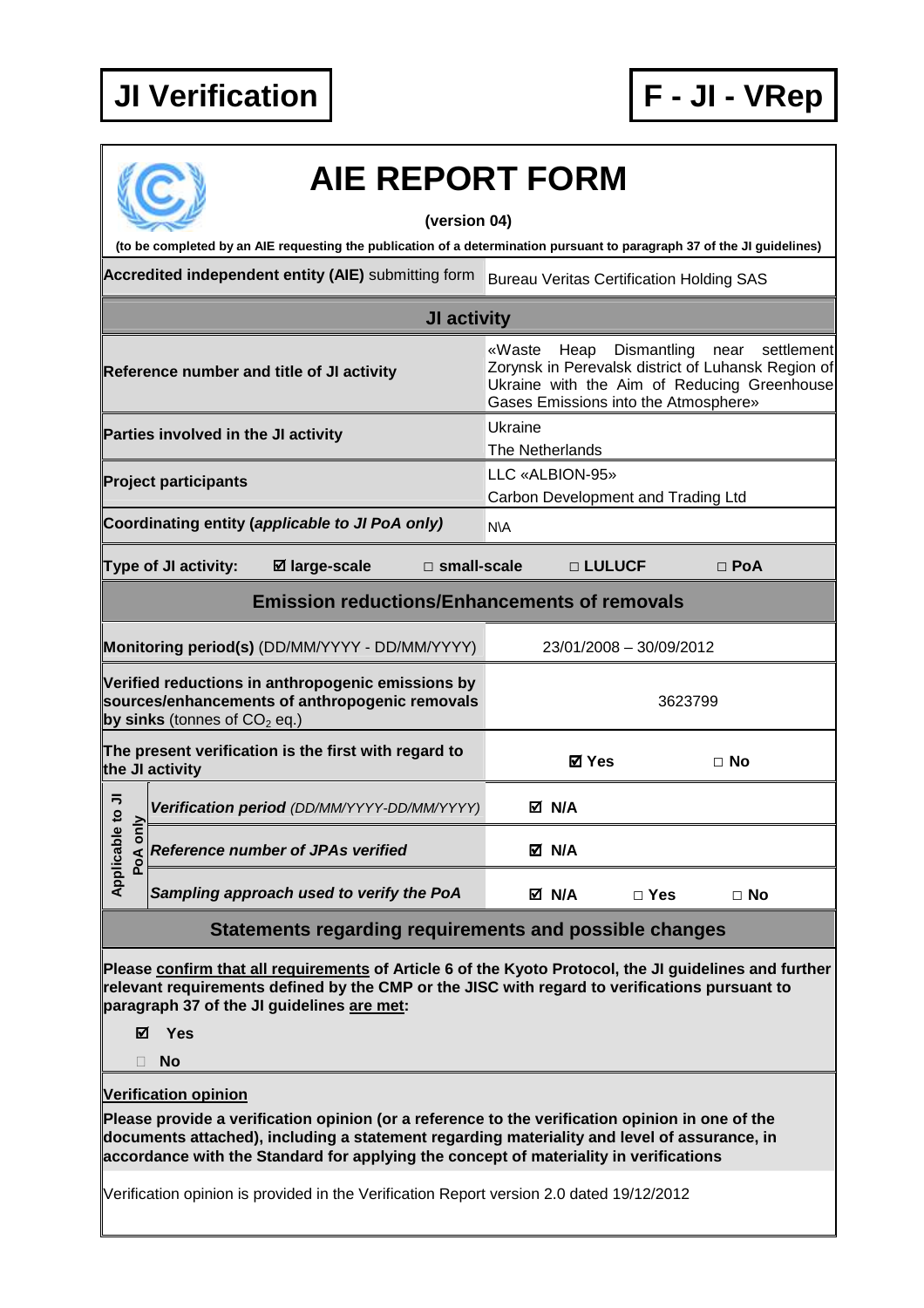**JI Verification** | **F - JI - VRep**

# AIE REPORT FORM

**(version 04)**

**(to be completed by an AIE requesting the publication of a determination pursuant to paragraph 37 of the JI guidelines)**

| **Accredited independent entity (AIE)** submitting form | Bureau Veritas Certification Holding SAS |
|---|---|

| **JI activity** | |
|---|---|
| **Reference number and title of JI activity** | «Waste Heap Dismantling near settlement Zorynsk in Perevalsk district of Luhansk Region of Ukraine with the Aim of Reducing Greenhouse Gases Emissions into the Atmosphere» |
| **Parties involved in the JI activity** | Ukraine<br>The Netherlands |
| **Project participants** | LLC «ALBION-95»<br>Carbon Development and Trading Ltd |
| **Coordinating entity (*applicable to JI PoA only*)** | N\A |
| **Type of JI activity:** ☑ **large-scale** □ **small-scale** | □ **LULUCF** □ **PoA** |

| **Emission reductions/Enhancements of removals** | |
|---|---|
| **Monitoring period(s)** (DD/MM/YYYY - DD/MM/YYYY) | 23/01/2008 – 30/09/2012 |
| **Verified reductions in anthropogenic emissions by sources/enhancements of anthropogenic removals by sinks** (tonnes of $CO_2$ eq.) | 3623799 |
| **The present verification is the first with regard to the JI activity** | ☑ **Yes** □ **No** |
| *Applicable to JI PoA only:* ***Verification period*** *(DD/MM/YYYY-DD/MM/YYYY)* | ☑ **N/A** |
| *Applicable to JI PoA only:* ***Reference number of JPAs verified*** | ☑ **N/A** |
| *Applicable to JI PoA only:* ***Sampling approach used to verify the PoA*** | ☑ **N/A** □ **Yes** □ **No** |

## Statements regarding requirements and possible changes

**Please confirm that all requirements of Article 6 of the Kyoto Protocol, the JI guidelines and further relevant requirements defined by the CMP or the JISC with regard to verifications pursuant to paragraph 37 of the JI guidelines are met:**

☑ **Yes**

□ **No**

**Verification opinion**

**Please provide a verification opinion (or a reference to the verification opinion in one of the documents attached), including a statement regarding materiality and level of assurance, in accordance with the Standard for applying the concept of materiality in verifications**

Verification opinion is provided in the Verification Report version 2.0 dated 19/12/2012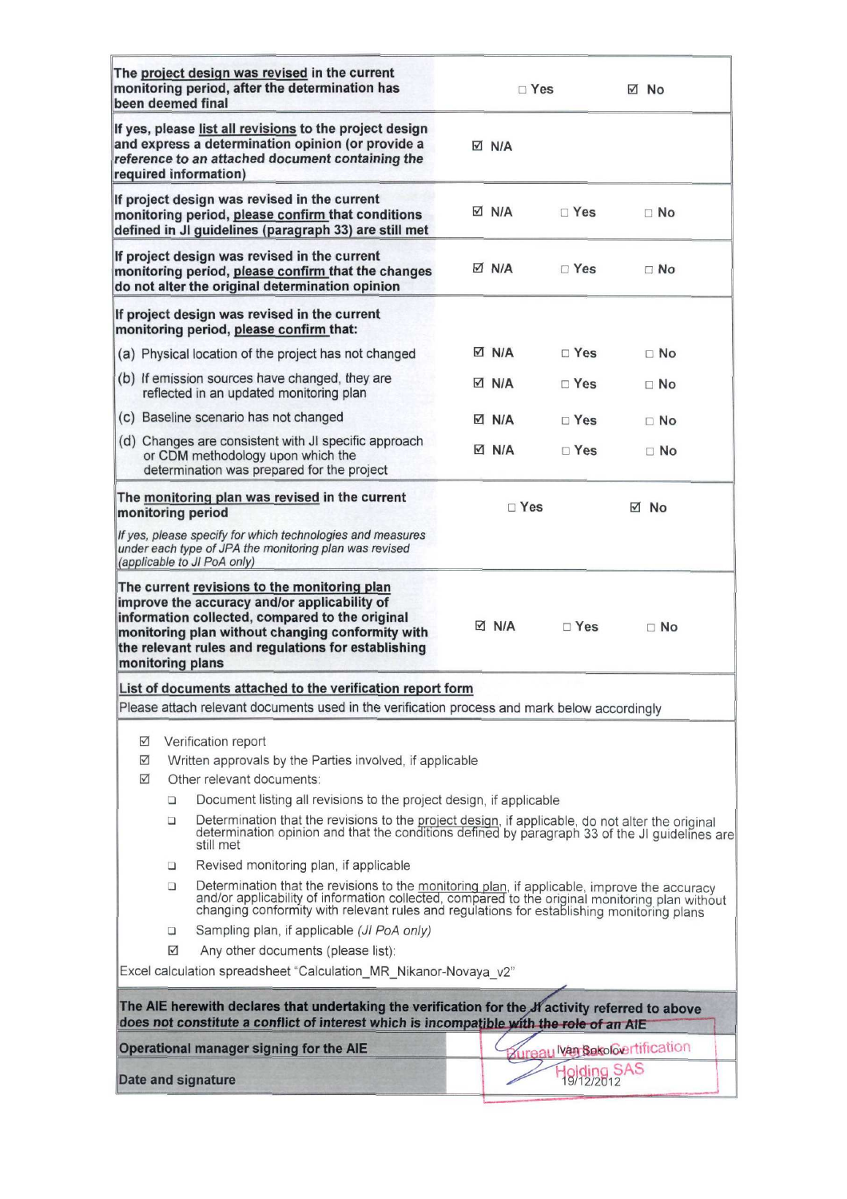| | | | |
|---|---|---|---|
| The **project design was revised** in the current monitoring period, after the determination has been deemed final | | □ Yes | ☑ No |
| If yes, please **list all revisions** to the project design and express a determination opinion (or provide a *reference to an attached document containing the required information*) | ☑ N/A | | |
| If project design was revised in the current monitoring period, **please confirm** that conditions defined in JI guidelines (paragraph 33) are still met | ☑ N/A | □ Yes | □ No |
| If project design was revised in the current monitoring period, **please confirm** that the changes do not alter the original determination opinion | ☑ N/A | □ Yes | □ No |
| If project design was revised in the current monitoring period, **please confirm** that: | | | |
| (a) Physical location of the project has not changed | ☑ N/A | □ Yes | □ No |
| (b) If emission sources have changed, they are reflected in an updated monitoring plan | ☑ N/A | □ Yes | □ No |
| (c) Baseline scenario has not changed | ☑ N/A | □ Yes | □ No |
| (d) Changes are consistent with JI specific approach or CDM methodology upon which the determination was prepared for the project | ☑ N/A | □ Yes | □ No |
| The **monitoring plan was revised** in the current monitoring period<br>*If yes, please specify for which technologies and measures under each type of JPA the monitoring plan was revised (applicable to JI PoA only)* | | □ Yes | ☑ No |
| The current **revisions to the monitoring plan** improve the accuracy and/or applicability of information collected, compared to the original monitoring plan without changing conformity with the relevant rules and regulations for establishing monitoring plans | ☑ N/A | □ Yes | □ No |

**List of documents attached to the verification report form**

Please attach relevant documents used in the verification process and mark below accordingly

- ☑ Verification report
- ☑ Written approvals by the Parties involved, if applicable
- ☑ Other relevant documents:
  - □ Document listing all revisions to the project design, if applicable
  - □ Determination that the revisions to the project design, if applicable, do not alter the original determination opinion and that the conditions defined by paragraph 33 of the JI guidelines are still met
  - □ Revised monitoring plan, if applicable
  - □ Determination that the revisions to the monitoring plan, if applicable, improve the accuracy and/or applicability of information collected, compared to the original monitoring plan without changing conformity with relevant rules and regulations for establishing monitoring plans
  - □ Sampling plan, if applicable *(JI PoA only)*
  - ☑ Any other documents (please list):

Excel calculation spreadsheet "Calculation_MR_Nikanor-Novaya_v2"

**The AIE herewith declares that undertaking the verification for the JI activity referred to above does not constitute a conflict of interest which is incompatible with the role of an AIE**

| | |
|---|---|
| **Operational manager signing for the AIE** | Ivan Sokolov |
| **Date and signature** | 19/12/2012 |

Bureau Veritas Certification Holding SAS